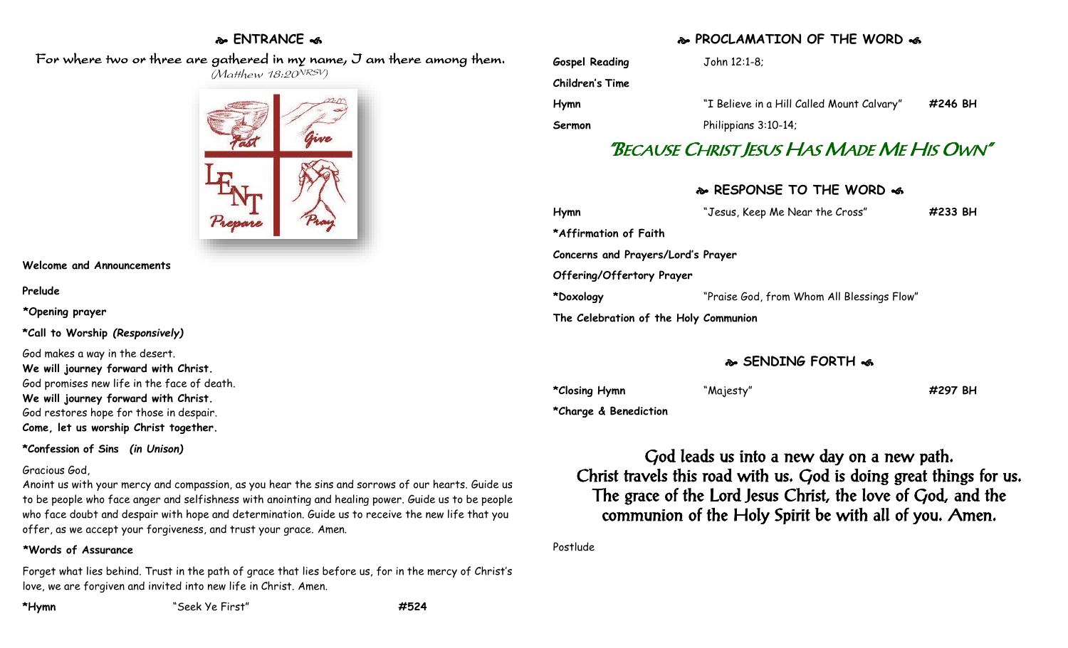## ❧ ENTRANCE ☙

For where two or three are gathered in my name, I am there among them.
*(Matthew 18:20NRSV)*

Fast Give
LENT
Prepare Pray

**Welcome and Announcements**

**Prelude**

**\*Opening prayer**

**\*Call to Worship *(Responsively)***

God makes a way in the desert.
**We will journey forward with Christ.**
God promises new life in the face of death.
**We will journey forward with Christ.**
God restores hope for those in despair.
**Come, let us worship Christ together.**

**\*Confession of Sins *(in Unison)***

Gracious God,
Anoint us with your mercy and compassion, as you hear the sins and sorrows of our hearts. Guide us to be people who face anger and selfishness with anointing and healing power. Guide us to be people who face doubt and despair with hope and determination. Guide us to receive the new life that you offer, as we accept your forgiveness, and trust your grace. Amen.

**\*Words of Assurance**

Forget what lies behind. Trust in the path of grace that lies before us, for in the mercy of Christ's love, we are forgiven and invited into new life in Christ. Amen.

**\*Hymn** "Seek Ye First" **#524**

## ❧ PROCLAMATION OF THE WORD ☙

**Gospel Reading** John 12:1-8;

**Children's Time**

**Hymn** "I Believe in a Hill Called Mount Calvary" **#246 BH**

**Sermon** Philippians 3:10-14;

### "Because Christ Jesus Has Made Me His Own"

## ❧ RESPONSE TO THE WORD ☙

**Hymn** "Jesus, Keep Me Near the Cross" **#233 BH**

**\*Affirmation of Faith**

**Concerns and Prayers/Lord's Prayer**

**Offering/Offertory Prayer**

**\*Doxology** "Praise God, from Whom All Blessings Flow"

**The Celebration of the Holy Communion**

## ❧ SENDING FORTH ☙

**\*Closing Hymn** "Majesty" **#297 BH**

**\*Charge & Benediction**

God leads us into a new day on a new path.
Christ travels this road with us. God is doing great things for us.
The grace of the Lord Jesus Christ, the love of God, and the communion of the Holy Spirit be with all of you. Amen.

Postlude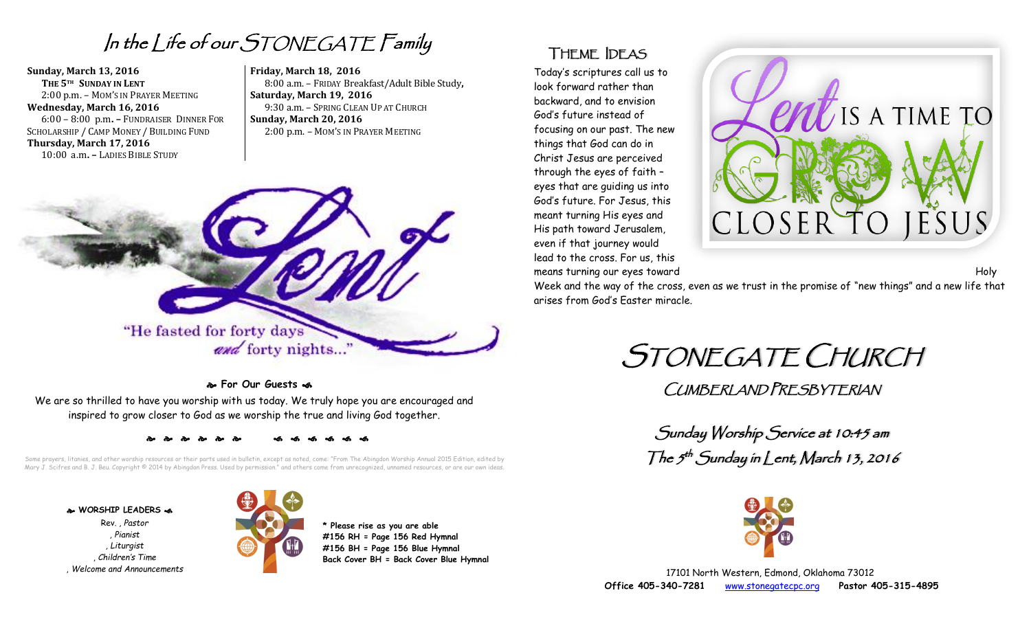# In the Life of our STONEGATE Family

**Sunday, March 13, 2016**
**THE 5TH SUNDAY IN LENT**
2:00 p.m. – MOM'S IN PRAYER MEETING
**Wednesday, March 16, 2016**
6:00 – 8:00 p.m. – FUNDRAISER DINNER FOR SCHOLARSHIP / CAMP MONEY / BUILDING FUND
**Thursday, March 17, 2016**
10:00 a.m. – LADIES BIBLE STUDY

**Friday, March 18, 2016**
8:00 a.m. – FRIDAY Breakfast/Adult Bible Study,
**Saturday, March 19, 2016**
9:30 a.m. – SPRING CLEAN UP AT CHURCH
**Sunday, March 20, 2016**
2:00 p.m. – MOM'S IN PRAYER MEETING

Lent

"He fasted for forty days and forty nights..."

**For Our Guests**

We are so thrilled to have you worship with us today. We truly hope you are encouraged and inspired to grow closer to God as we worship the true and living God together.

Some prayers, litanies, and other worship resources or their parts used in bulletin, except as noted, come: "From The Abingdon Worship Annual 2015 Edition, edited by Mary J. Scifres and B. J. Beu. Copyright © 2014 by Abingdon Press. Used by permission." and others come from unrecognized, unnamed resources, or are our own ideas.

**WORSHIP LEADERS**
Rev. , *Pastor*
, *Pianist*
, *Liturgist*
, *Children's Time*
, *Welcome and Announcements*

**\* Please rise as you are able**
**#156 RH = Page 156 Red Hymnal**
**#156 BH = Page 156 Blue Hymnal**
**Back Cover BH = Back Cover Blue Hymnal**

## THEME IDEAS

Today's scriptures call us to look forward rather than backward, and to envision God's future instead of focusing on our past. The new things that God can do in Christ Jesus are perceived through the eyes of faith – eyes that are guiding us into God's future. For Jesus, this meant turning His eyes and His path toward Jerusalem, even if that journey would lead to the cross. For us, this means turning our eyes toward Holy Week and the way of the cross, even as we trust in the promise of "new things" and a new life that arises from God's Easter miracle.

Lent IS A TIME TO GROW CLOSER TO JESUS

# STONEGATE CHURCH

## CUMBERLAND PRESBYTERIAN

*Sunday Worship Service at 10:45 am*
*The 5th Sunday in Lent, March 13, 2016*

17101 North Western, Edmond, Oklahoma 73012
**Office 405-340-7281** www.stonegatecpc.org **Pastor 405-315-4895**